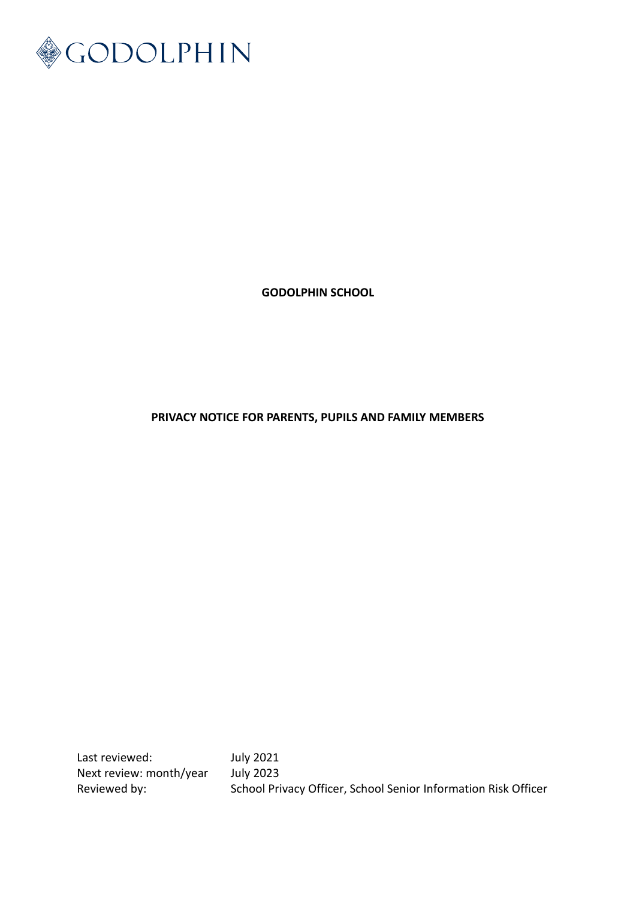GODOLPHIN

**GODOLPHIN SCHOOL**

**PRIVACY NOTICE FOR PARENTS, PUPILS AND FAMILY MEMBERS**

| | |
|---|---|
| Last reviewed: | July 2021 |
| Next review: month/year | July 2023 |
| Reviewed by: | School Privacy Officer, School Senior Information Risk Officer |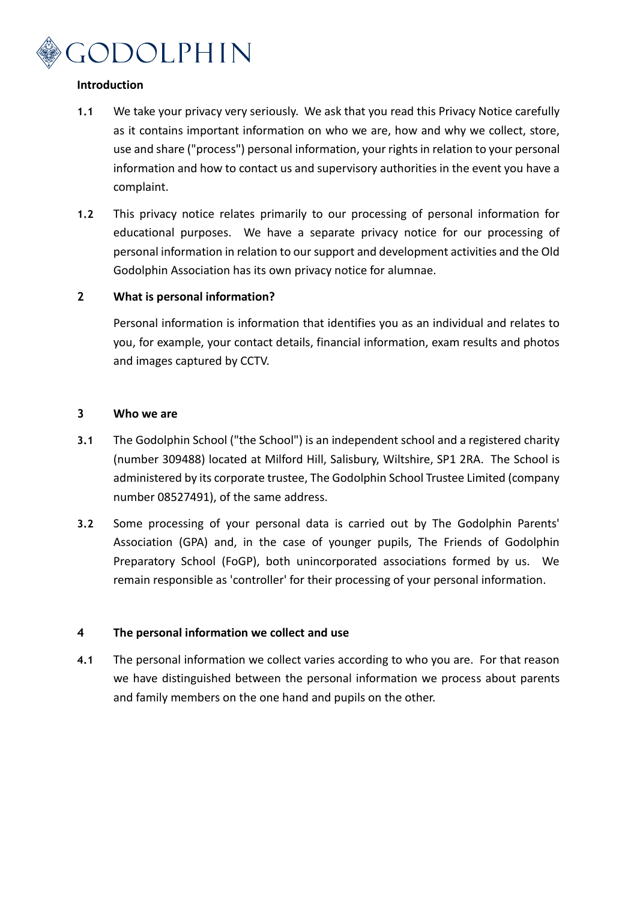**Introduction**

**1.1** We take your privacy very seriously. We ask that you read this Privacy Notice carefully as it contains important information on who we are, how and why we collect, store, use and share ("process") personal information, your rights in relation to your personal information and how to contact us and supervisory authorities in the event you have a complaint.

**1.2** This privacy notice relates primarily to our processing of personal information for educational purposes. We have a separate privacy notice for our processing of personal information in relation to our support and development activities and the Old Godolphin Association has its own privacy notice for alumnae.

## 2 What is personal information?

Personal information is information that identifies you as an individual and relates to you, for example, your contact details, financial information, exam results and photos and images captured by CCTV.

## 3 Who we are

**3.1** The Godolphin School ("the School") is an independent school and a registered charity (number 309488) located at Milford Hill, Salisbury, Wiltshire, SP1 2RA. The School is administered by its corporate trustee, The Godolphin School Trustee Limited (company number 08527491), of the same address.

**3.2** Some processing of your personal data is carried out by The Godolphin Parents' Association (GPA) and, in the case of younger pupils, The Friends of Godolphin Preparatory School (FoGP), both unincorporated associations formed by us. We remain responsible as 'controller' for their processing of your personal information.

## 4 The personal information we collect and use

**4.1** The personal information we collect varies according to who you are. For that reason we have distinguished between the personal information we process about parents and family members on the one hand and pupils on the other.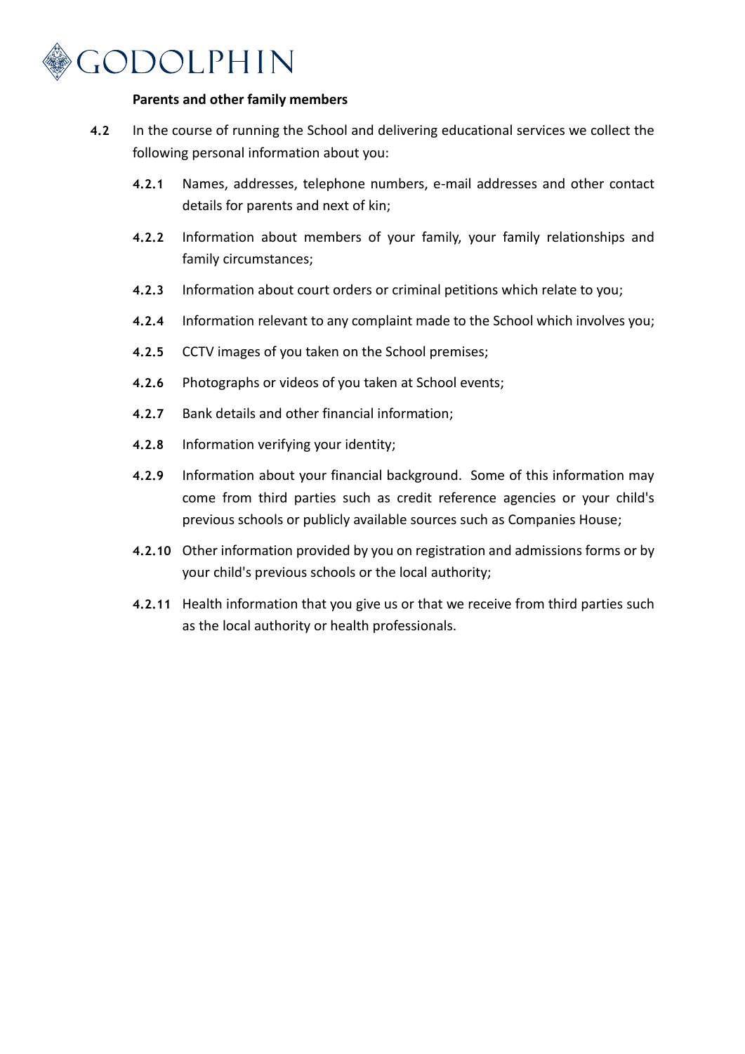**Parents and other family members**

**4.2** In the course of running the School and delivering educational services we collect the following personal information about you:

**4.2.1** Names, addresses, telephone numbers, e-mail addresses and other contact details for parents and next of kin;

**4.2.2** Information about members of your family, your family relationships and family circumstances;

**4.2.3** Information about court orders or criminal petitions which relate to you;

**4.2.4** Information relevant to any complaint made to the School which involves you;

**4.2.5** CCTV images of you taken on the School premises;

**4.2.6** Photographs or videos of you taken at School events;

**4.2.7** Bank details and other financial information;

**4.2.8** Information verifying your identity;

**4.2.9** Information about your financial background. Some of this information may come from third parties such as credit reference agencies or your child's previous schools or publicly available sources such as Companies House;

**4.2.10** Other information provided by you on registration and admissions forms or by your child's previous schools or the local authority;

**4.2.11** Health information that you give us or that we receive from third parties such as the local authority or health professionals.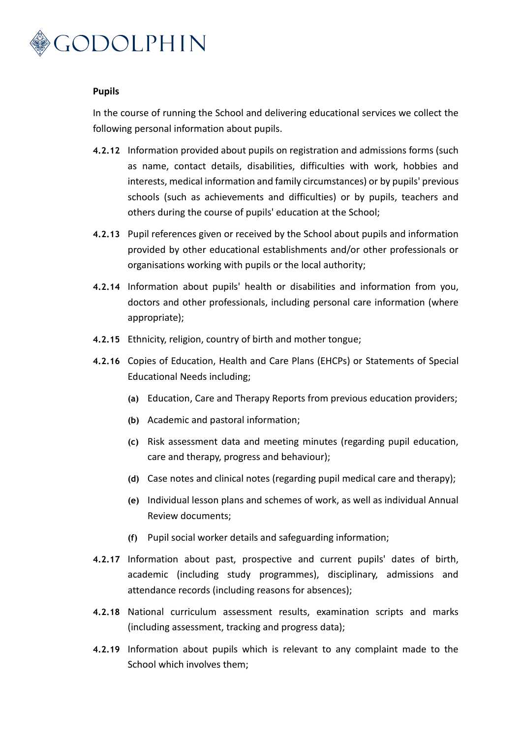**Pupils**

In the course of running the School and delivering educational services we collect the following personal information about pupils.

**4.2.12** Information provided about pupils on registration and admissions forms (such as name, contact details, disabilities, difficulties with work, hobbies and interests, medical information and family circumstances) or by pupils' previous schools (such as achievements and difficulties) or by pupils, teachers and others during the course of pupils' education at the School;

**4.2.13** Pupil references given or received by the School about pupils and information provided by other educational establishments and/or other professionals or organisations working with pupils or the local authority;

**4.2.14** Information about pupils' health or disabilities and information from you, doctors and other professionals, including personal care information (where appropriate);

**4.2.15** Ethnicity, religion, country of birth and mother tongue;

**4.2.16** Copies of Education, Health and Care Plans (EHCPs) or Statements of Special Educational Needs including;

- **(a)** Education, Care and Therapy Reports from previous education providers;
- **(b)** Academic and pastoral information;
- **(c)** Risk assessment data and meeting minutes (regarding pupil education, care and therapy, progress and behaviour);
- **(d)** Case notes and clinical notes (regarding pupil medical care and therapy);
- **(e)** Individual lesson plans and schemes of work, as well as individual Annual Review documents;
- **(f)** Pupil social worker details and safeguarding information;

**4.2.17** Information about past, prospective and current pupils' dates of birth, academic (including study programmes), disciplinary, admissions and attendance records (including reasons for absences);

**4.2.18** National curriculum assessment results, examination scripts and marks (including assessment, tracking and progress data);

**4.2.19** Information about pupils which is relevant to any complaint made to the School which involves them;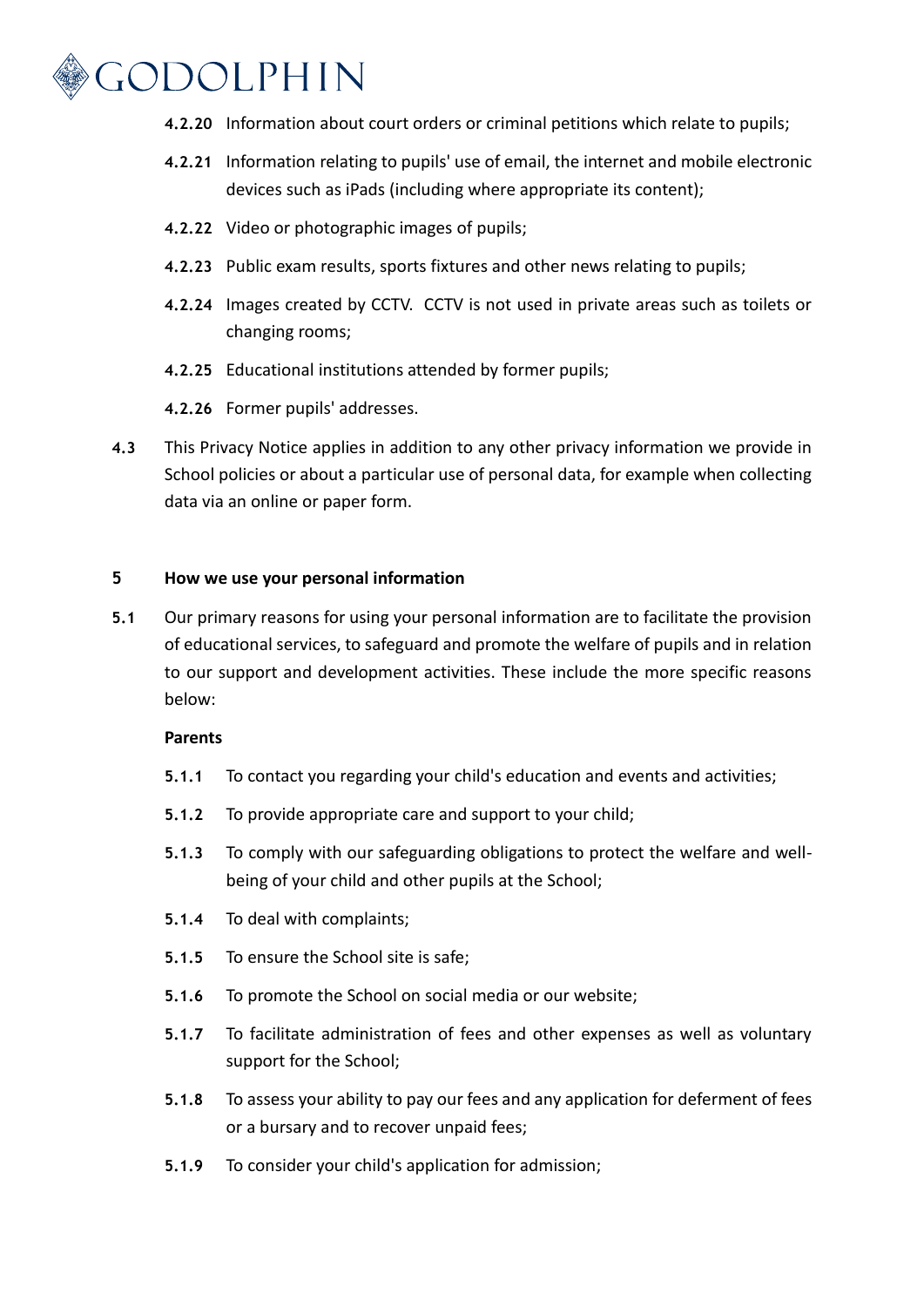**4.2.20** Information about court orders or criminal petitions which relate to pupils;

**4.2.21** Information relating to pupils' use of email, the internet and mobile electronic devices such as iPads (including where appropriate its content);

**4.2.22** Video or photographic images of pupils;

**4.2.23** Public exam results, sports fixtures and other news relating to pupils;

**4.2.24** Images created by CCTV. CCTV is not used in private areas such as toilets or changing rooms;

**4.2.25** Educational institutions attended by former pupils;

**4.2.26** Former pupils' addresses.

**4.3** This Privacy Notice applies in addition to any other privacy information we provide in School policies or about a particular use of personal data, for example when collecting data via an online or paper form.

## 5 How we use your personal information

**5.1** Our primary reasons for using your personal information are to facilitate the provision of educational services, to safeguard and promote the welfare of pupils and in relation to our support and development activities. These include the more specific reasons below:

**Parents**

**5.1.1** To contact you regarding your child's education and events and activities;

**5.1.2** To provide appropriate care and support to your child;

**5.1.3** To comply with our safeguarding obligations to protect the welfare and well-being of your child and other pupils at the School;

**5.1.4** To deal with complaints;

**5.1.5** To ensure the School site is safe;

**5.1.6** To promote the School on social media or our website;

**5.1.7** To facilitate administration of fees and other expenses as well as voluntary support for the School;

**5.1.8** To assess your ability to pay our fees and any application for deferment of fees or a bursary and to recover unpaid fees;

**5.1.9** To consider your child's application for admission;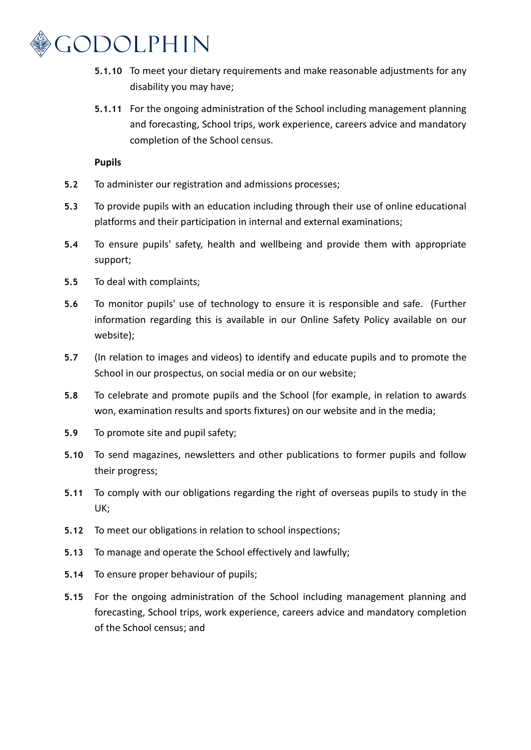**5.1.10** To meet your dietary requirements and make reasonable adjustments for any disability you may have;

**5.1.11** For the ongoing administration of the School including management planning and forecasting, School trips, work experience, careers advice and mandatory completion of the School census.

**Pupils**

**5.2** To administer our registration and admissions processes;

**5.3** To provide pupils with an education including through their use of online educational platforms and their participation in internal and external examinations;

**5.4** To ensure pupils' safety, health and wellbeing and provide them with appropriate support;

**5.5** To deal with complaints;

**5.6** To monitor pupils' use of technology to ensure it is responsible and safe. (Further information regarding this is available in our Online Safety Policy available on our website);

**5.7** (In relation to images and videos) to identify and educate pupils and to promote the School in our prospectus, on social media or on our website;

**5.8** To celebrate and promote pupils and the School (for example, in relation to awards won, examination results and sports fixtures) on our website and in the media;

**5.9** To promote site and pupil safety;

**5.10** To send magazines, newsletters and other publications to former pupils and follow their progress;

**5.11** To comply with our obligations regarding the right of overseas pupils to study in the UK;

**5.12** To meet our obligations in relation to school inspections;

**5.13** To manage and operate the School effectively and lawfully;

**5.14** To ensure proper behaviour of pupils;

**5.15** For the ongoing administration of the School including management planning and forecasting, School trips, work experience, careers advice and mandatory completion of the School census; and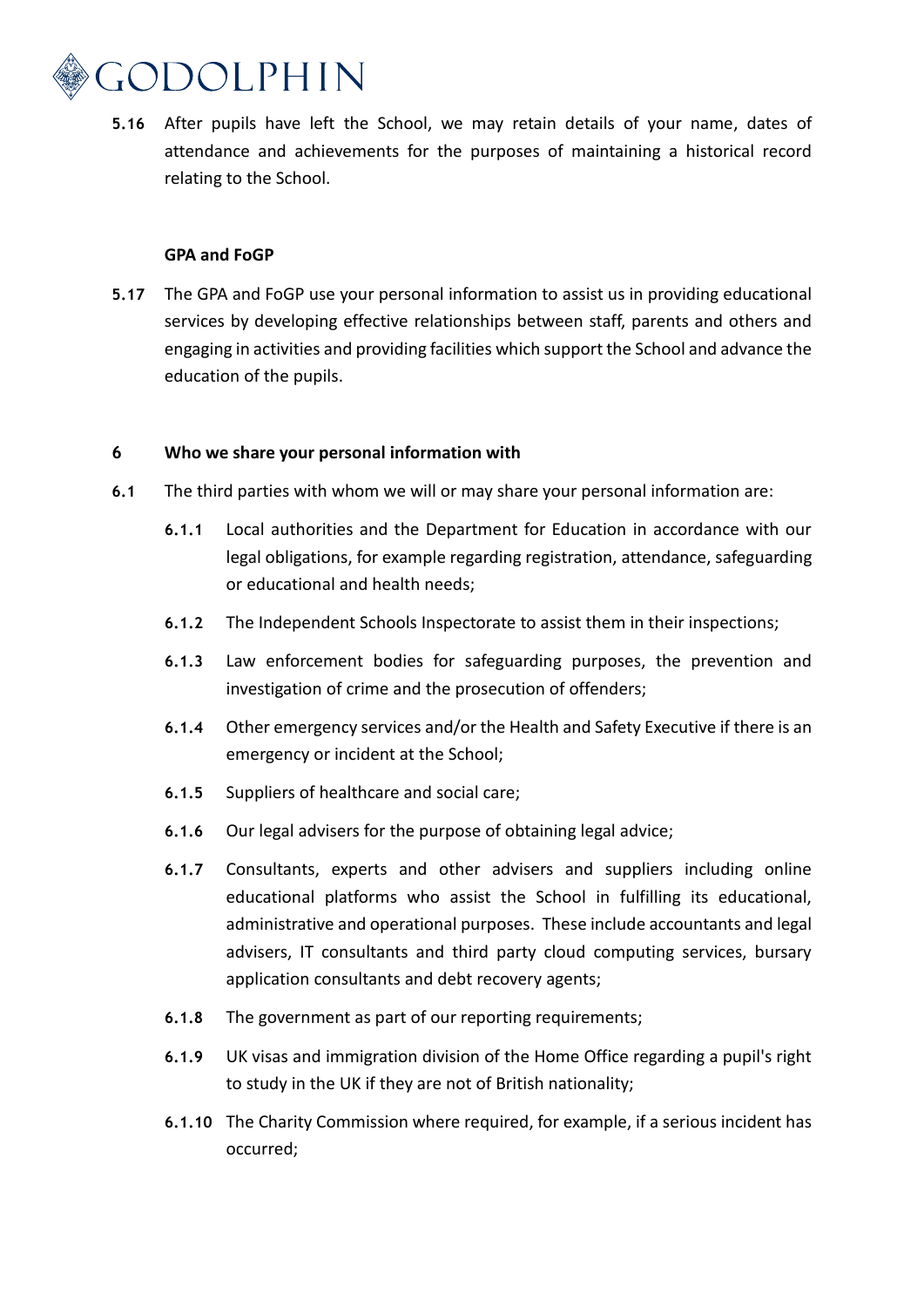**5.16** After pupils have left the School, we may retain details of your name, dates of attendance and achievements for the purposes of maintaining a historical record relating to the School.

**GPA and FoGP**

**5.17** The GPA and FoGP use your personal information to assist us in providing educational services by developing effective relationships between staff, parents and others and engaging in activities and providing facilities which support the School and advance the education of the pupils.

## 6 Who we share your personal information with

**6.1** The third parties with whom we will or may share your personal information are:

- **6.1.1** Local authorities and the Department for Education in accordance with our legal obligations, for example regarding registration, attendance, safeguarding or educational and health needs;
- **6.1.2** The Independent Schools Inspectorate to assist them in their inspections;
- **6.1.3** Law enforcement bodies for safeguarding purposes, the prevention and investigation of crime and the prosecution of offenders;
- **6.1.4** Other emergency services and/or the Health and Safety Executive if there is an emergency or incident at the School;
- **6.1.5** Suppliers of healthcare and social care;
- **6.1.6** Our legal advisers for the purpose of obtaining legal advice;
- **6.1.7** Consultants, experts and other advisers and suppliers including online educational platforms who assist the School in fulfilling its educational, administrative and operational purposes. These include accountants and legal advisers, IT consultants and third party cloud computing services, bursary application consultants and debt recovery agents;
- **6.1.8** The government as part of our reporting requirements;
- **6.1.9** UK visas and immigration division of the Home Office regarding a pupil's right to study in the UK if they are not of British nationality;
- **6.1.10** The Charity Commission where required, for example, if a serious incident has occurred;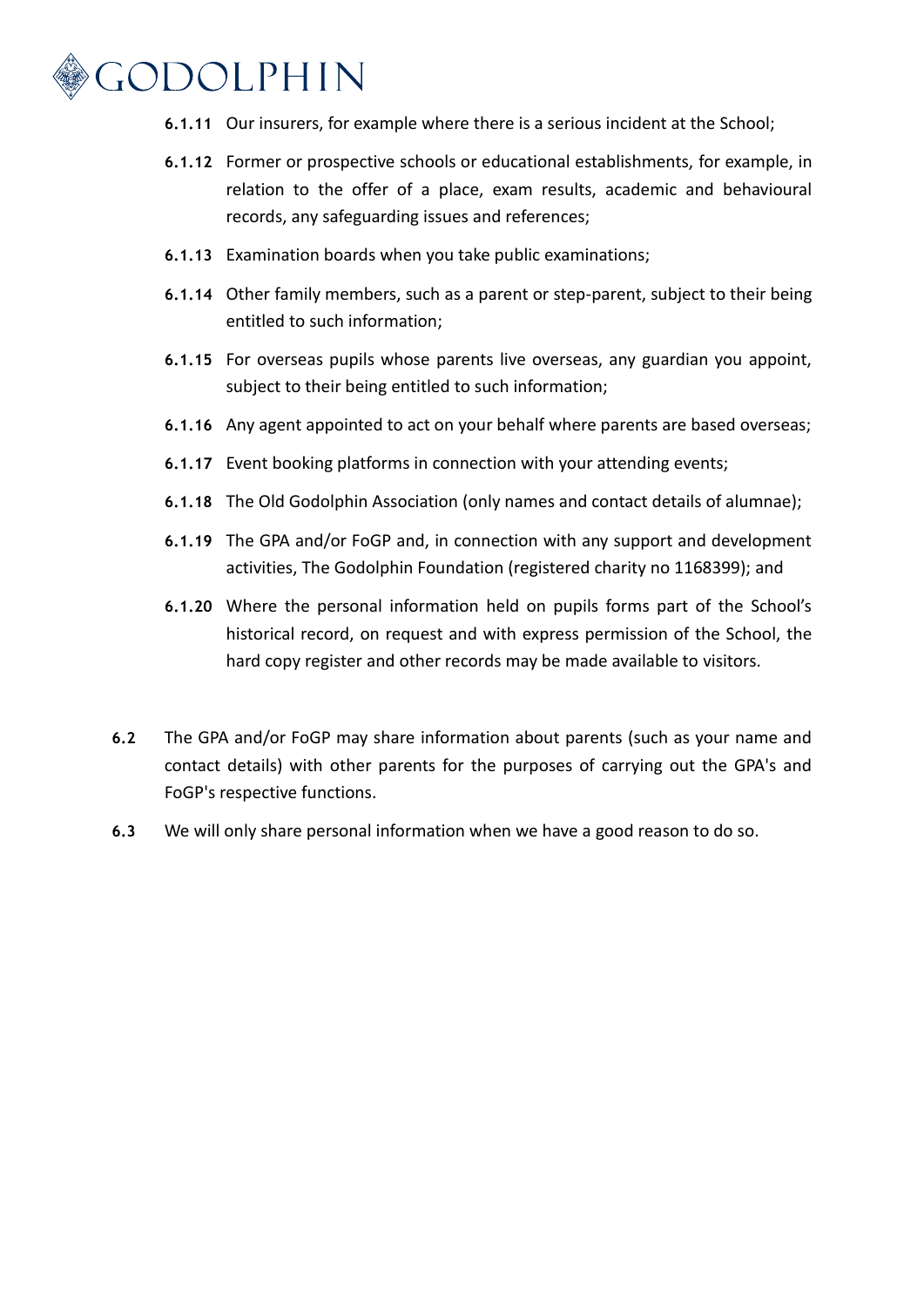**6.1.11** Our insurers, for example where there is a serious incident at the School;

**6.1.12** Former or prospective schools or educational establishments, for example, in relation to the offer of a place, exam results, academic and behavioural records, any safeguarding issues and references;

**6.1.13** Examination boards when you take public examinations;

**6.1.14** Other family members, such as a parent or step-parent, subject to their being entitled to such information;

**6.1.15** For overseas pupils whose parents live overseas, any guardian you appoint, subject to their being entitled to such information;

**6.1.16** Any agent appointed to act on your behalf where parents are based overseas;

**6.1.17** Event booking platforms in connection with your attending events;

**6.1.18** The Old Godolphin Association (only names and contact details of alumnae);

**6.1.19** The GPA and/or FoGP and, in connection with any support and development activities, The Godolphin Foundation (registered charity no 1168399); and

**6.1.20** Where the personal information held on pupils forms part of the School's historical record, on request and with express permission of the School, the hard copy register and other records may be made available to visitors.

**6.2** The GPA and/or FoGP may share information about parents (such as your name and contact details) with other parents for the purposes of carrying out the GPA's and FoGP's respective functions.

**6.3** We will only share personal information when we have a good reason to do so.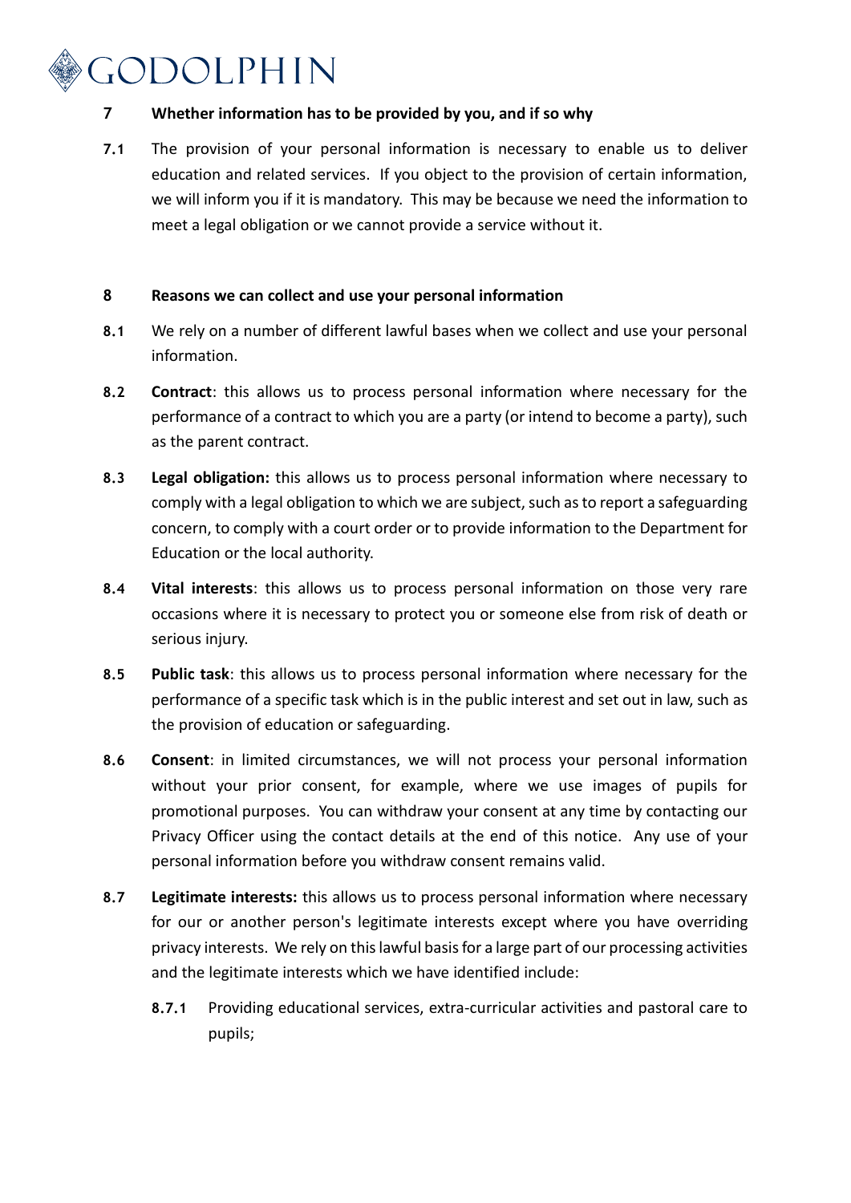## 7 Whether information has to be provided by you, and if so why

**7.1** The provision of your personal information is necessary to enable us to deliver education and related services. If you object to the provision of certain information, we will inform you if it is mandatory. This may be because we need the information to meet a legal obligation or we cannot provide a service without it.

## 8 Reasons we can collect and use your personal information

**8.1** We rely on a number of different lawful bases when we collect and use your personal information.

**8.2** **Contract**: this allows us to process personal information where necessary for the performance of a contract to which you are a party (or intend to become a party), such as the parent contract.

**8.3** **Legal obligation:** this allows us to process personal information where necessary to comply with a legal obligation to which we are subject, such as to report a safeguarding concern, to comply with a court order or to provide information to the Department for Education or the local authority.

**8.4** **Vital interests**: this allows us to process personal information on those very rare occasions where it is necessary to protect you or someone else from risk of death or serious injury.

**8.5** **Public task**: this allows us to process personal information where necessary for the performance of a specific task which is in the public interest and set out in law, such as the provision of education or safeguarding.

**8.6** **Consent**: in limited circumstances, we will not process your personal information without your prior consent, for example, where we use images of pupils for promotional purposes. You can withdraw your consent at any time by contacting our Privacy Officer using the contact details at the end of this notice. Any use of your personal information before you withdraw consent remains valid.

**8.7** **Legitimate interests:** this allows us to process personal information where necessary for our or another person's legitimate interests except where you have overriding privacy interests. We rely on this lawful basis for a large part of our processing activities and the legitimate interests which we have identified include:

- **8.7.1** Providing educational services, extra-curricular activities and pastoral care to pupils;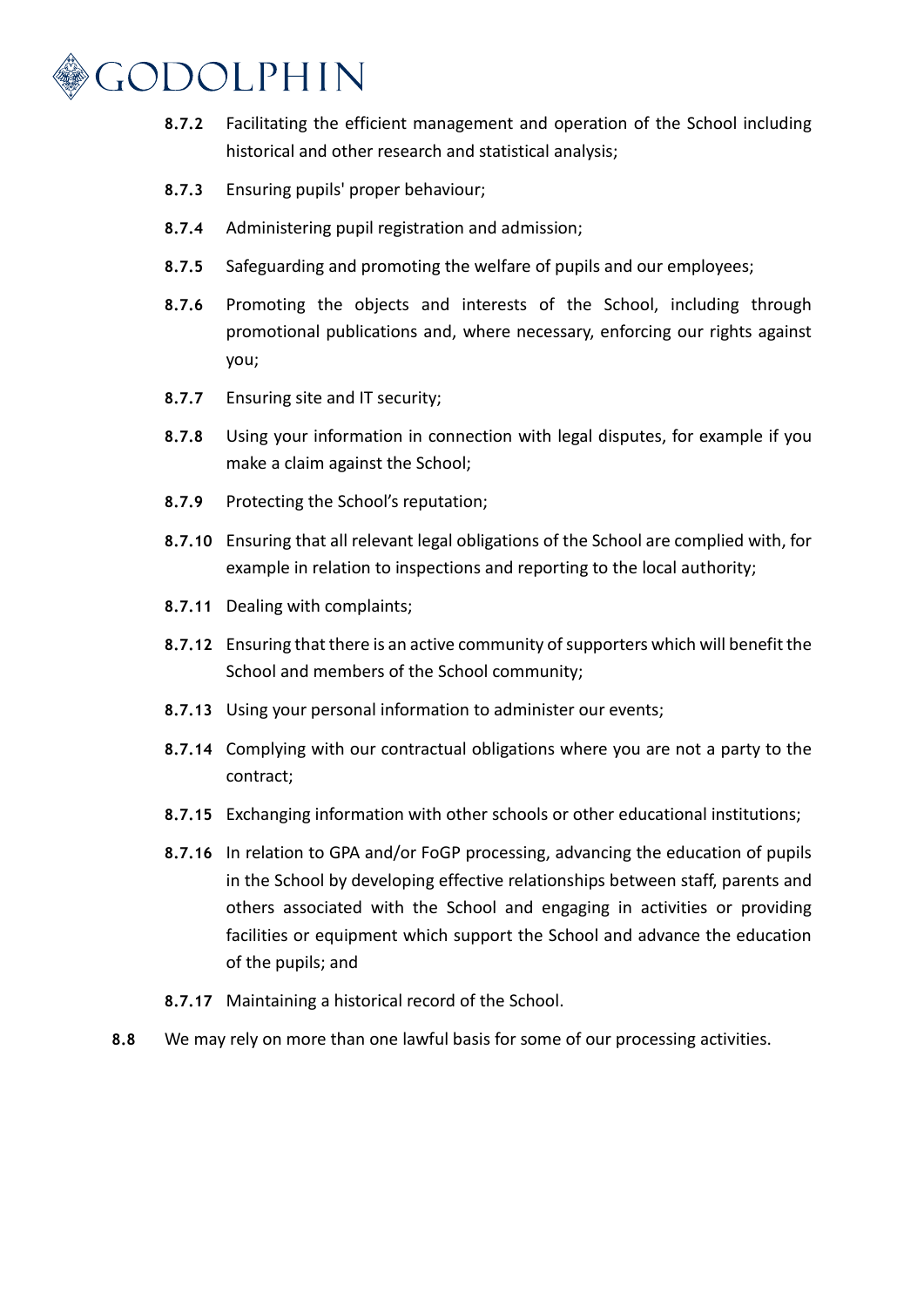**8.7.2** Facilitating the efficient management and operation of the School including historical and other research and statistical analysis;

**8.7.3** Ensuring pupils' proper behaviour;

**8.7.4** Administering pupil registration and admission;

**8.7.5** Safeguarding and promoting the welfare of pupils and our employees;

**8.7.6** Promoting the objects and interests of the School, including through promotional publications and, where necessary, enforcing our rights against you;

**8.7.7** Ensuring site and IT security;

**8.7.8** Using your information in connection with legal disputes, for example if you make a claim against the School;

**8.7.9** Protecting the School's reputation;

**8.7.10** Ensuring that all relevant legal obligations of the School are complied with, for example in relation to inspections and reporting to the local authority;

**8.7.11** Dealing with complaints;

**8.7.12** Ensuring that there is an active community of supporters which will benefit the School and members of the School community;

**8.7.13** Using your personal information to administer our events;

**8.7.14** Complying with our contractual obligations where you are not a party to the contract;

**8.7.15** Exchanging information with other schools or other educational institutions;

**8.7.16** In relation to GPA and/or FoGP processing, advancing the education of pupils in the School by developing effective relationships between staff, parents and others associated with the School and engaging in activities or providing facilities or equipment which support the School and advance the education of the pupils; and

**8.7.17** Maintaining a historical record of the School.

**8.8** We may rely on more than one lawful basis for some of our processing activities.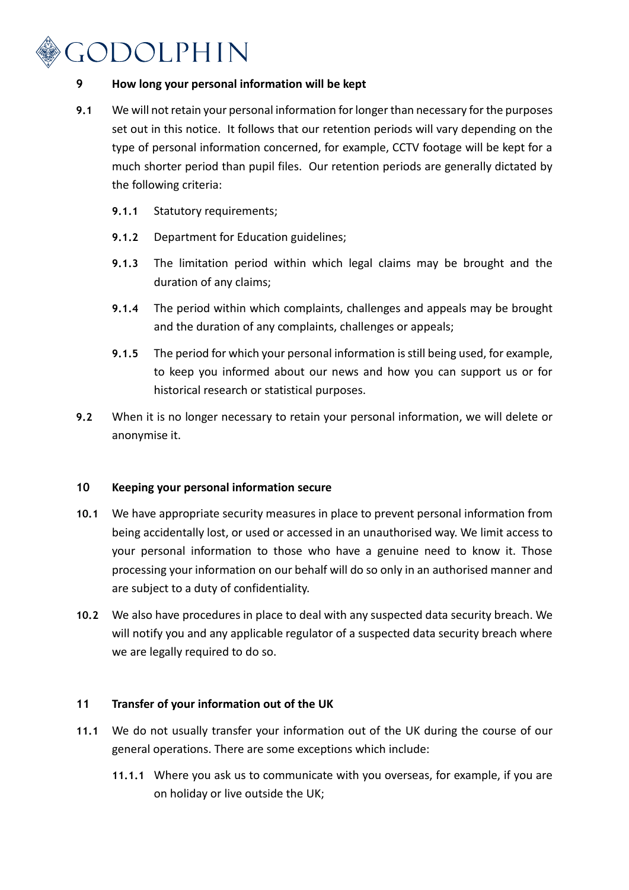## 9 How long your personal information will be kept

**9.1** We will not retain your personal information for longer than necessary for the purposes set out in this notice. It follows that our retention periods will vary depending on the type of personal information concerned, for example, CCTV footage will be kept for a much shorter period than pupil files. Our retention periods are generally dictated by the following criteria:

- **9.1.1** Statutory requirements;
- **9.1.2** Department for Education guidelines;
- **9.1.3** The limitation period within which legal claims may be brought and the duration of any claims;
- **9.1.4** The period within which complaints, challenges and appeals may be brought and the duration of any complaints, challenges or appeals;
- **9.1.5** The period for which your personal information is still being used, for example, to keep you informed about our news and how you can support us or for historical research or statistical purposes.

**9.2** When it is no longer necessary to retain your personal information, we will delete or anonymise it.

## 10 Keeping your personal information secure

**10.1** We have appropriate security measures in place to prevent personal information from being accidentally lost, or used or accessed in an unauthorised way. We limit access to your personal information to those who have a genuine need to know it. Those processing your information on our behalf will do so only in an authorised manner and are subject to a duty of confidentiality.

**10.2** We also have procedures in place to deal with any suspected data security breach. We will notify you and any applicable regulator of a suspected data security breach where we are legally required to do so.

## 11 Transfer of your information out of the UK

**11.1** We do not usually transfer your information out of the UK during the course of our general operations. There are some exceptions which include:

- **11.1.1** Where you ask us to communicate with you overseas, for example, if you are on holiday or live outside the UK;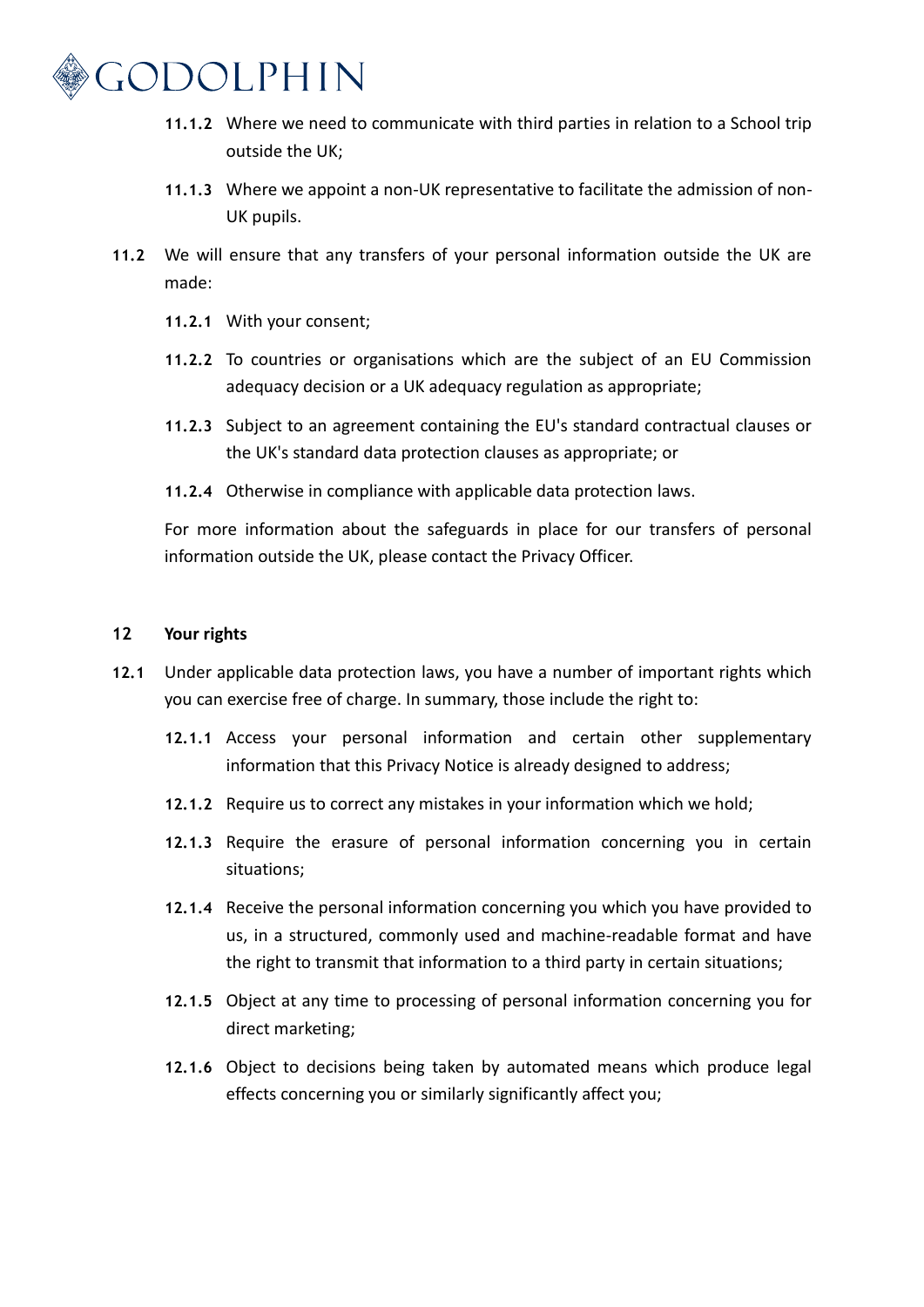**11.1.2** Where we need to communicate with third parties in relation to a School trip outside the UK;

**11.1.3** Where we appoint a non-UK representative to facilitate the admission of non-UK pupils.

**11.2** We will ensure that any transfers of your personal information outside the UK are made:

**11.2.1** With your consent;

**11.2.2** To countries or organisations which are the subject of an EU Commission adequacy decision or a UK adequacy regulation as appropriate;

**11.2.3** Subject to an agreement containing the EU's standard contractual clauses or the UK's standard data protection clauses as appropriate; or

**11.2.4** Otherwise in compliance with applicable data protection laws.

For more information about the safeguards in place for our transfers of personal information outside the UK, please contact the Privacy Officer.

## 12 Your rights

**12.1** Under applicable data protection laws, you have a number of important rights which you can exercise free of charge. In summary, those include the right to:

**12.1.1** Access your personal information and certain other supplementary information that this Privacy Notice is already designed to address;

**12.1.2** Require us to correct any mistakes in your information which we hold;

**12.1.3** Require the erasure of personal information concerning you in certain situations;

**12.1.4** Receive the personal information concerning you which you have provided to us, in a structured, commonly used and machine-readable format and have the right to transmit that information to a third party in certain situations;

**12.1.5** Object at any time to processing of personal information concerning you for direct marketing;

**12.1.6** Object to decisions being taken by automated means which produce legal effects concerning you or similarly significantly affect you;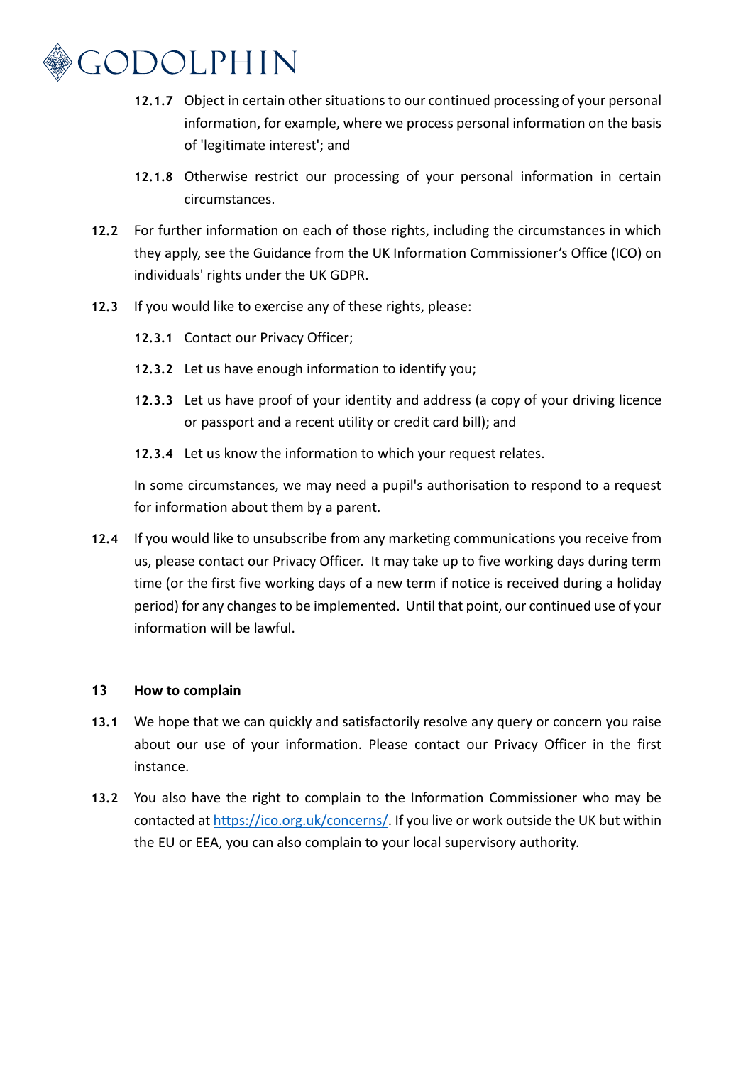12.1.7 Object in certain other situations to our continued processing of your personal information, for example, where we process personal information on the basis of 'legitimate interest'; and

12.1.8 Otherwise restrict our processing of your personal information in certain circumstances.

12.2 For further information on each of those rights, including the circumstances in which they apply, see the Guidance from the UK Information Commissioner's Office (ICO) on individuals' rights under the UK GDPR.

12.3 If you would like to exercise any of these rights, please:

12.3.1 Contact our Privacy Officer;

12.3.2 Let us have enough information to identify you;

12.3.3 Let us have proof of your identity and address (a copy of your driving licence or passport and a recent utility or credit card bill); and

12.3.4 Let us know the information to which your request relates.

In some circumstances, we may need a pupil's authorisation to respond to a request for information about them by a parent.

12.4 If you would like to unsubscribe from any marketing communications you receive from us, please contact our Privacy Officer. It may take up to five working days during term time (or the first five working days of a new term if notice is received during a holiday period) for any changes to be implemented. Until that point, our continued use of your information will be lawful.

## 13 How to complain

13.1 We hope that we can quickly and satisfactorily resolve any query or concern you raise about our use of your information. Please contact our Privacy Officer in the first instance.

13.2 You also have the right to complain to the Information Commissioner who may be contacted at [https://ico.org.uk/concerns/](https://ico.org.uk/concerns/). If you live or work outside the UK but within the EU or EEA, you can also complain to your local supervisory authority.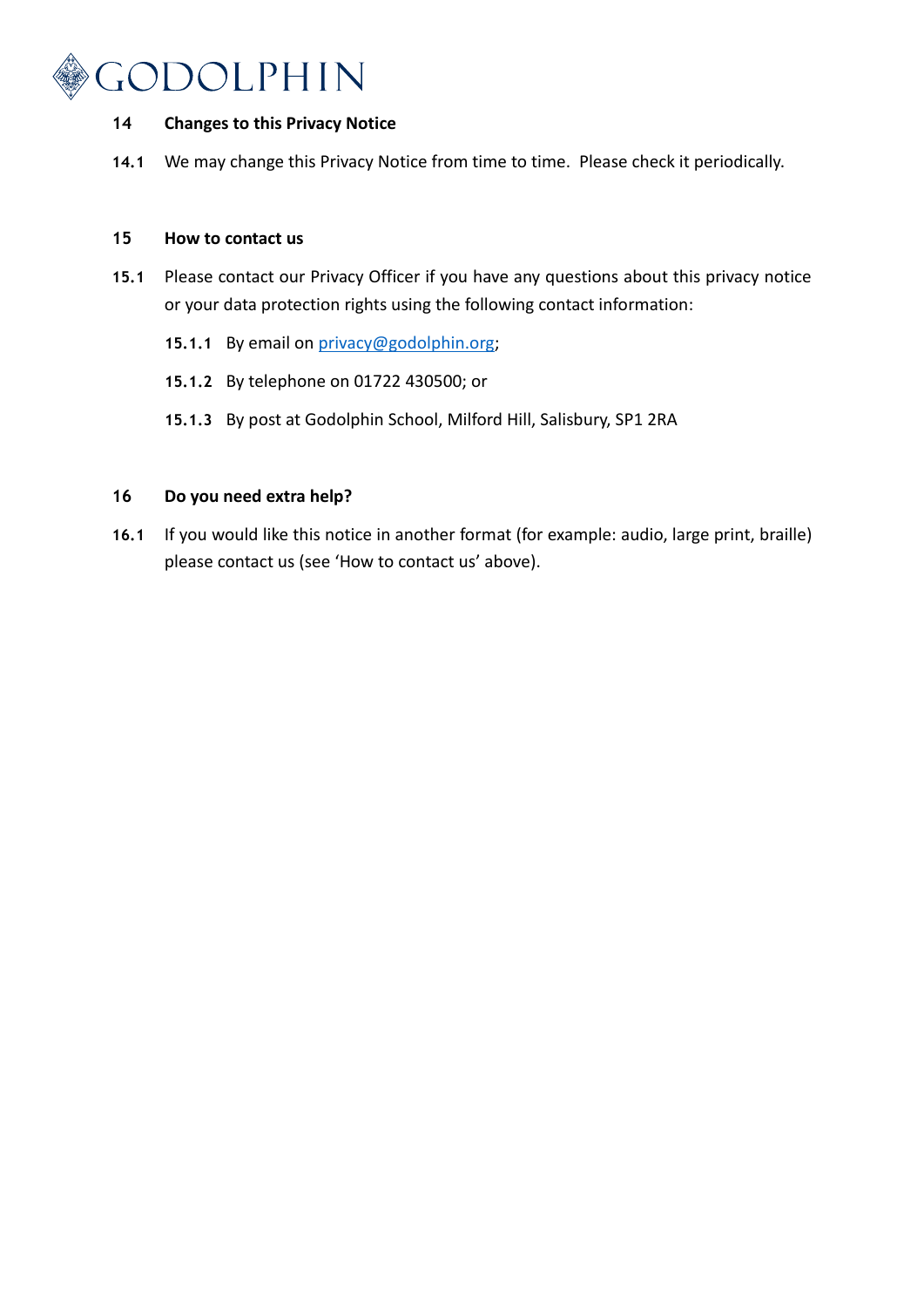## 14 Changes to this Privacy Notice

**14.1** We may change this Privacy Notice from time to time. Please check it periodically.

## 15 How to contact us

**15.1** Please contact our Privacy Officer if you have any questions about this privacy notice or your data protection rights using the following contact information:

**15.1.1** By email on privacy@godolphin.org;

**15.1.2** By telephone on 01722 430500; or

**15.1.3** By post at Godolphin School, Milford Hill, Salisbury, SP1 2RA

## 16 Do you need extra help?

**16.1** If you would like this notice in another format (for example: audio, large print, braille) please contact us (see 'How to contact us' above).